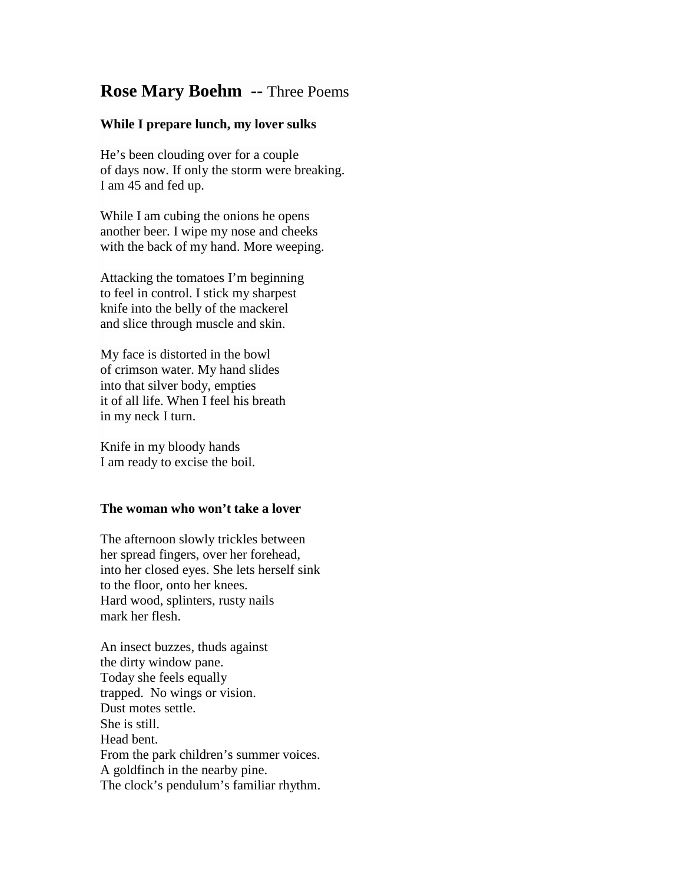# **Rose Mary Boehm --** Three Poems

### While I prepare lunch, my lover sulks

He's been clouding over for a couple  
of days now. If only the storm were breaking.  
I am 45 and fed up.

While I am cubing the onions he opens  
another beer. I wipe my nose and cheeks  
with the back of my hand. More weeping.

Attacking the tomatoes I'm beginning  
to feel in control. I stick my sharpest  
knife into the belly of the mackerel  
and slice through muscle and skin.

My face is distorted in the bowl  
of crimson water. My hand slides  
into that silver body, empties  
it of all life. When I feel his breath  
in my neck I turn.

Knife in my bloody hands  
I am ready to excise the boil.

### The woman who won't take a lover

The afternoon slowly trickles between  
her spread fingers, over her forehead,  
into her closed eyes. She lets herself sink  
to the floor, onto her knees.  
Hard wood, splinters, rusty nails  
mark her flesh.

An insect buzzes, thuds against  
the dirty window pane.  
Today she feels equally  
trapped. No wings or vision.  
Dust motes settle.  
She is still.  
Head bent.  
From the park children's summer voices.  
A goldfinch in the nearby pine.  
The clock's pendulum's familiar rhythm.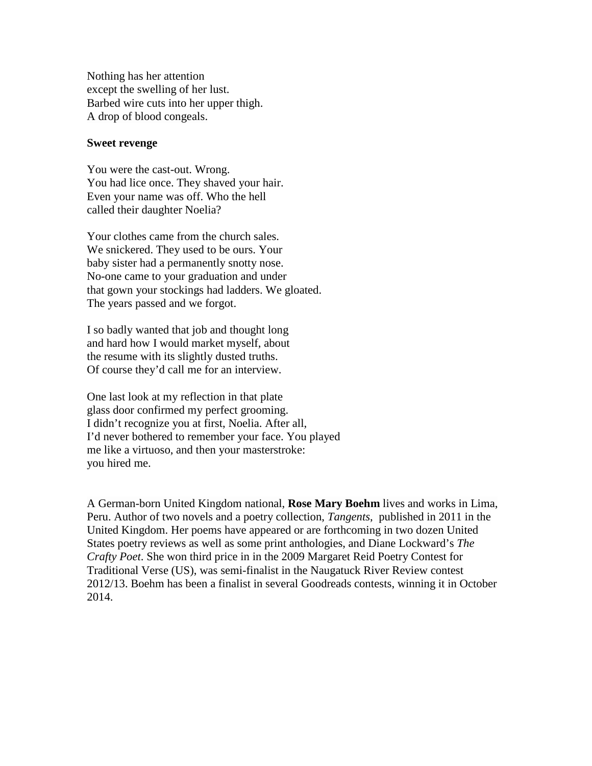Nothing has her attention
except the swelling of her lust.
Barbed wire cuts into her upper thigh.
A drop of blood congeals.

**Sweet revenge**

You were the cast-out. Wrong.
You had lice once. They shaved your hair.
Even your name was off. Who the hell
called their daughter Noelia?

Your clothes came from the church sales.
We snickered. They used to be ours. Your
baby sister had a permanently snotty nose.
No-one came to your graduation and under
that gown your stockings had ladders. We gloated.
The years passed and we forgot.

I so badly wanted that job and thought long
and hard how I would market myself, about
the resume with its slightly dusted truths.
Of course they'd call me for an interview.

One last look at my reflection in that plate
glass door confirmed my perfect grooming.
I didn't recognize you at first, Noelia. After all,
I'd never bothered to remember your face. You played
me like a virtuoso, and then your masterstroke:
you hired me.

A German-born United Kingdom national, **Rose Mary Boehm** lives and works in Lima, Peru. Author of two novels and a poetry collection, *Tangents*, published in 2011 in the United Kingdom. Her poems have appeared or are forthcoming in two dozen United States poetry reviews as well as some print anthologies, and Diane Lockward's *The Crafty Poet*. She won third price in in the 2009 Margaret Reid Poetry Contest for Traditional Verse (US), was semi-finalist in the Naugatuck River Review contest 2012/13. Boehm has been a finalist in several Goodreads contests, winning it in October 2014.